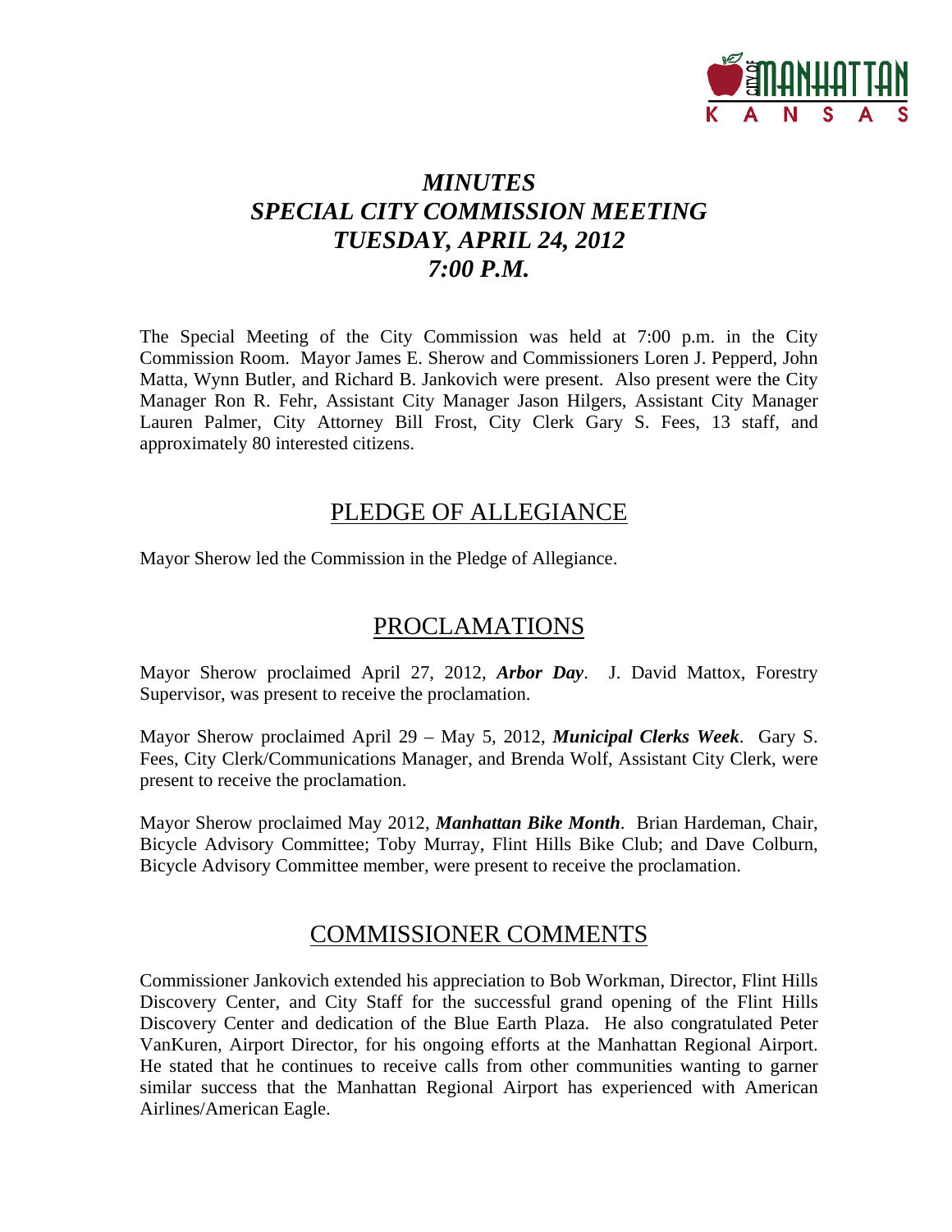# *MINUTES*
# *SPECIAL CITY COMMISSION MEETING*
# *TUESDAY, APRIL 24, 2012*
# *7:00 P.M.*

The Special Meeting of the City Commission was held at 7:00 p.m. in the City Commission Room. Mayor James E. Sherow and Commissioners Loren J. Pepperd, John Matta, Wynn Butler, and Richard B. Jankovich were present. Also present were the City Manager Ron R. Fehr, Assistant City Manager Jason Hilgers, Assistant City Manager Lauren Palmer, City Attorney Bill Frost, City Clerk Gary S. Fees, 13 staff, and approximately 80 interested citizens.

## PLEDGE OF ALLEGIANCE

Mayor Sherow led the Commission in the Pledge of Allegiance.

## PROCLAMATIONS

Mayor Sherow proclaimed April 27, 2012, ***Arbor Day***. J. David Mattox, Forestry Supervisor, was present to receive the proclamation.

Mayor Sherow proclaimed April 29 – May 5, 2012, ***Municipal Clerks Week***. Gary S. Fees, City Clerk/Communications Manager, and Brenda Wolf, Assistant City Clerk, were present to receive the proclamation.

Mayor Sherow proclaimed May 2012, ***Manhattan Bike Month***. Brian Hardeman, Chair, Bicycle Advisory Committee; Toby Murray, Flint Hills Bike Club; and Dave Colburn, Bicycle Advisory Committee member, were present to receive the proclamation.

## COMMISSIONER COMMENTS

Commissioner Jankovich extended his appreciation to Bob Workman, Director, Flint Hills Discovery Center, and City Staff for the successful grand opening of the Flint Hills Discovery Center and dedication of the Blue Earth Plaza. He also congratulated Peter VanKuren, Airport Director, for his ongoing efforts at the Manhattan Regional Airport. He stated that he continues to receive calls from other communities wanting to garner similar success that the Manhattan Regional Airport has experienced with American Airlines/American Eagle.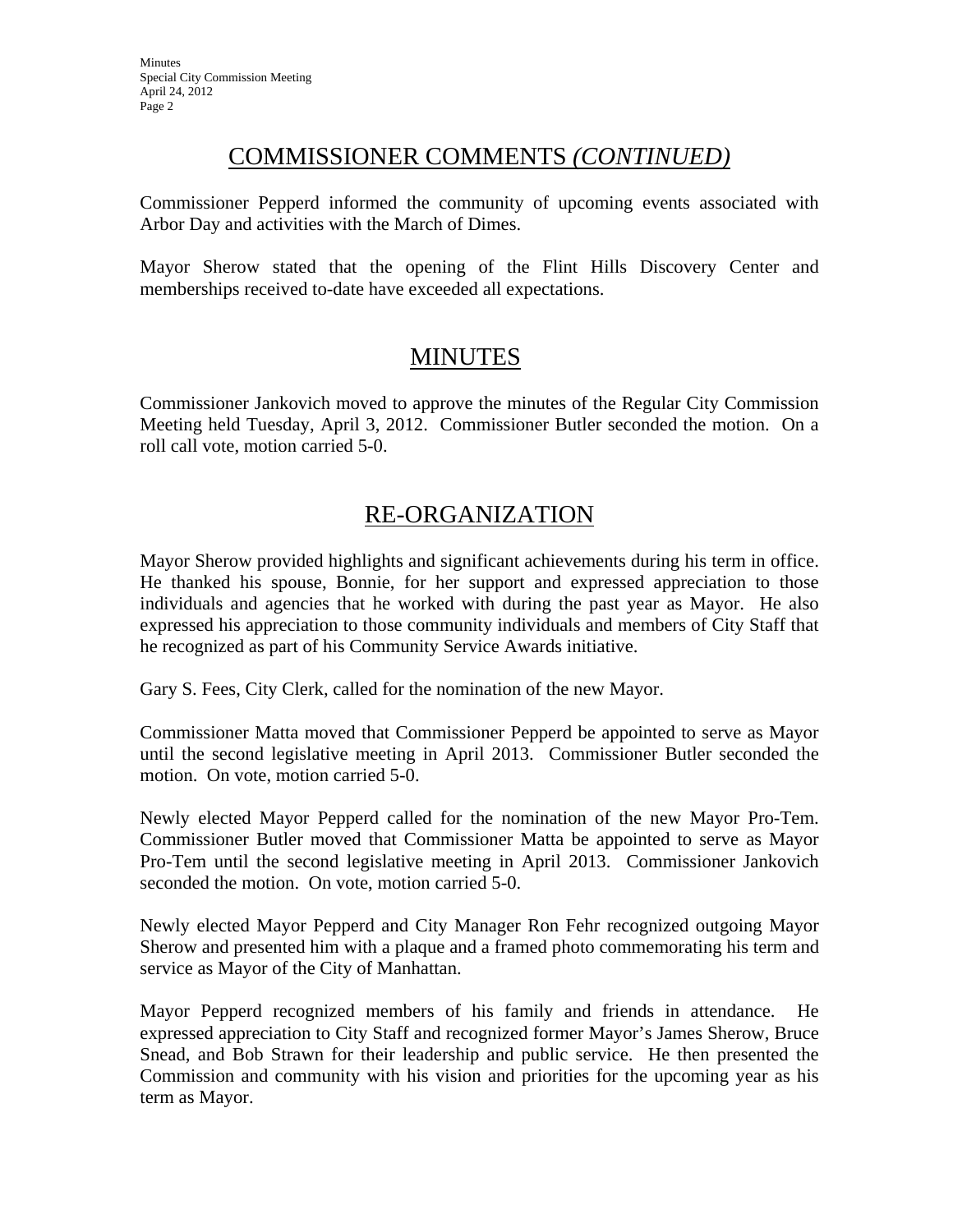## COMMISSIONER COMMENTS *(CONTINUED)*

Commissioner Pepperd informed the community of upcoming events associated with Arbor Day and activities with the March of Dimes.

Mayor Sherow stated that the opening of the Flint Hills Discovery Center and memberships received to-date have exceeded all expectations.

## MINUTES

Commissioner Jankovich moved to approve the minutes of the Regular City Commission Meeting held Tuesday, April 3, 2012. Commissioner Butler seconded the motion. On a roll call vote, motion carried 5-0.

## RE-ORGANIZATION

Mayor Sherow provided highlights and significant achievements during his term in office. He thanked his spouse, Bonnie, for her support and expressed appreciation to those individuals and agencies that he worked with during the past year as Mayor. He also expressed his appreciation to those community individuals and members of City Staff that he recognized as part of his Community Service Awards initiative.

Gary S. Fees, City Clerk, called for the nomination of the new Mayor.

Commissioner Matta moved that Commissioner Pepperd be appointed to serve as Mayor until the second legislative meeting in April 2013. Commissioner Butler seconded the motion. On vote, motion carried 5-0.

Newly elected Mayor Pepperd called for the nomination of the new Mayor Pro-Tem. Commissioner Butler moved that Commissioner Matta be appointed to serve as Mayor Pro-Tem until the second legislative meeting in April 2013. Commissioner Jankovich seconded the motion. On vote, motion carried 5-0.

Newly elected Mayor Pepperd and City Manager Ron Fehr recognized outgoing Mayor Sherow and presented him with a plaque and a framed photo commemorating his term and service as Mayor of the City of Manhattan.

Mayor Pepperd recognized members of his family and friends in attendance. He expressed appreciation to City Staff and recognized former Mayor's James Sherow, Bruce Snead, and Bob Strawn for their leadership and public service. He then presented the Commission and community with his vision and priorities for the upcoming year as his term as Mayor.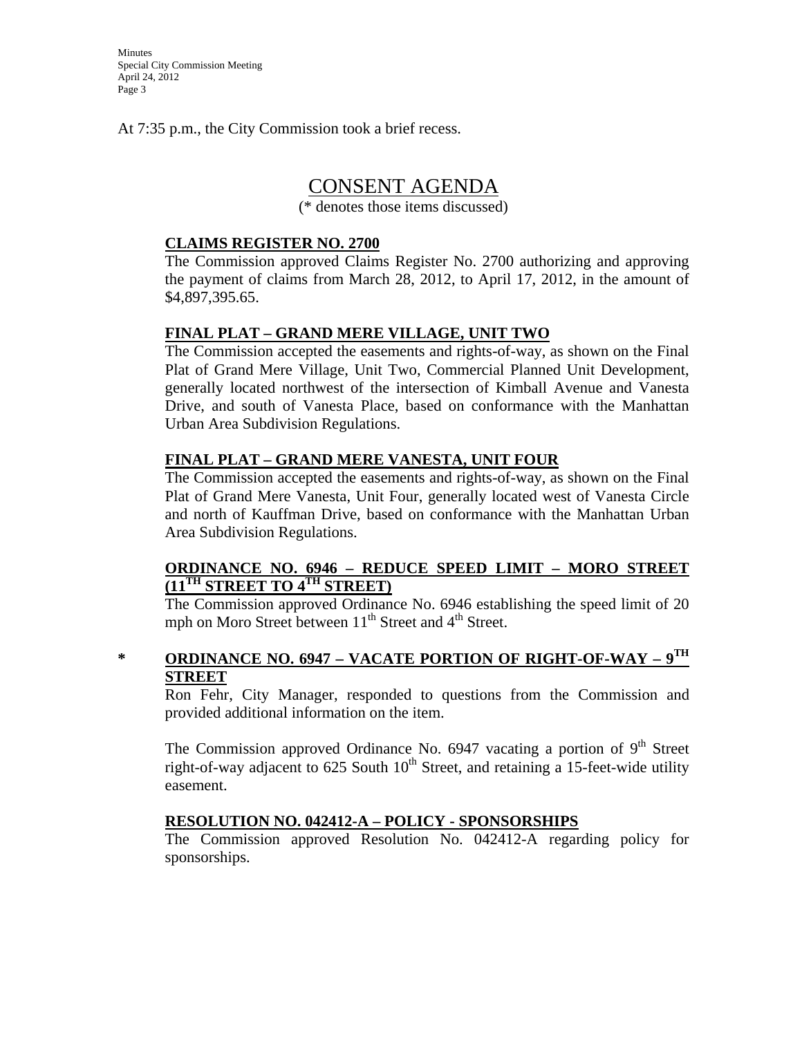At 7:35 p.m., the City Commission took a brief recess.

## CONSENT AGENDA

(* denotes those items discussed)

**CLAIMS REGISTER NO. 2700**

The Commission approved Claims Register No. 2700 authorizing and approving the payment of claims from March 28, 2012, to April 17, 2012, in the amount of $4,897,395.65.

**FINAL PLAT – GRAND MERE VILLAGE, UNIT TWO**

The Commission accepted the easements and rights-of-way, as shown on the Final Plat of Grand Mere Village, Unit Two, Commercial Planned Unit Development, generally located northwest of the intersection of Kimball Avenue and Vanesta Drive, and south of Vanesta Place, based on conformance with the Manhattan Urban Area Subdivision Regulations.

**FINAL PLAT – GRAND MERE VANESTA, UNIT FOUR**

The Commission accepted the easements and rights-of-way, as shown on the Final Plat of Grand Mere Vanesta, Unit Four, generally located west of Vanesta Circle and north of Kauffman Drive, based on conformance with the Manhattan Urban Area Subdivision Regulations.

**ORDINANCE NO. 6946 – REDUCE SPEED LIMIT – MORO STREET (11TH STREET TO 4TH STREET)**

The Commission approved Ordinance No. 6946 establishing the speed limit of 20 mph on Moro Street between 11th Street and 4th Street.

\* **ORDINANCE NO. 6947 – VACATE PORTION OF RIGHT-OF-WAY – 9TH STREET**

Ron Fehr, City Manager, responded to questions from the Commission and provided additional information on the item.

The Commission approved Ordinance No. 6947 vacating a portion of 9th Street right-of-way adjacent to 625 South 10th Street, and retaining a 15-feet-wide utility easement.

**RESOLUTION NO. 042412-A – POLICY - SPONSORSHIPS**

The Commission approved Resolution No. 042412-A regarding policy for sponsorships.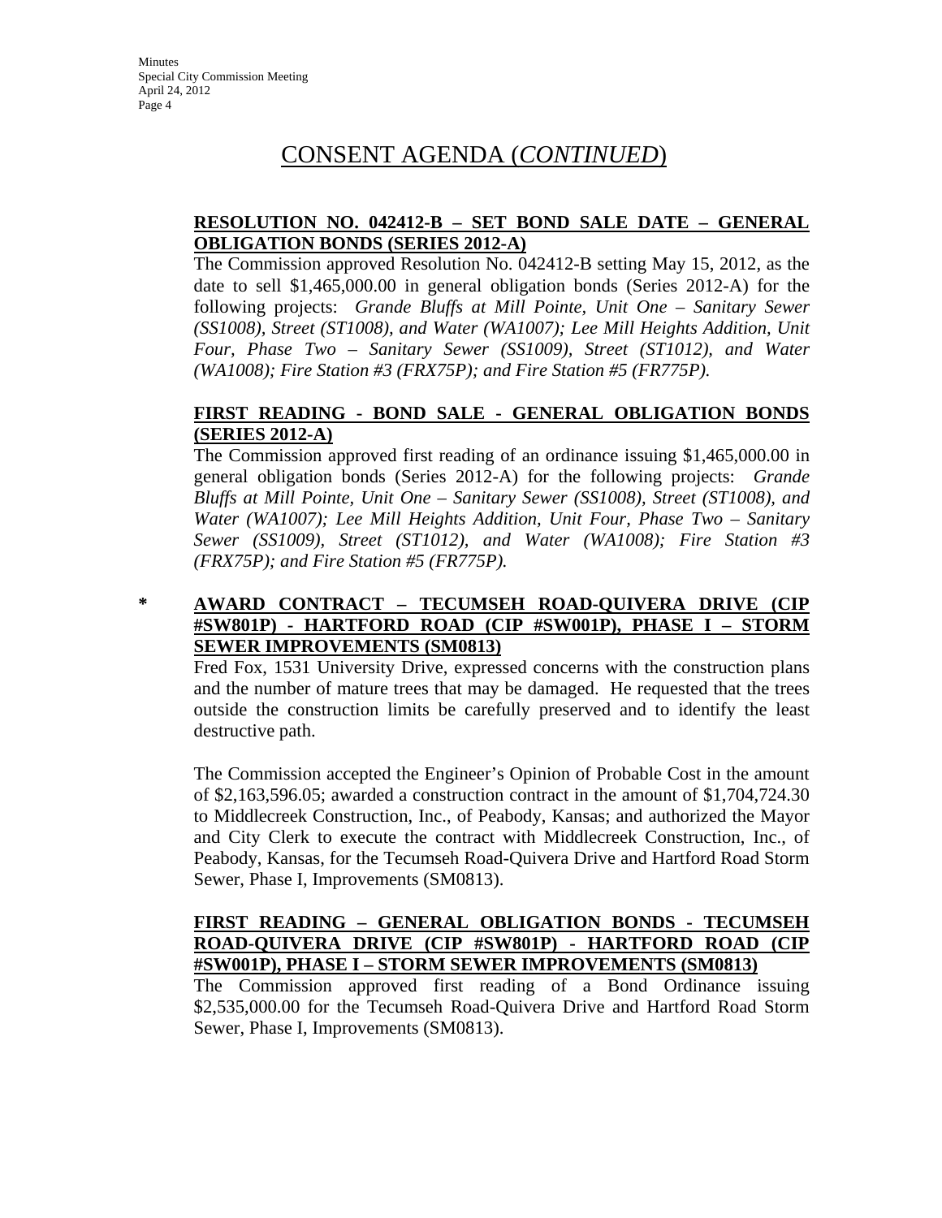# CONSENT AGENDA (*CONTINUED*)

**RESOLUTION NO. 042412-B – SET BOND SALE DATE – GENERAL OBLIGATION BONDS (SERIES 2012-A)**

The Commission approved Resolution No. 042412-B setting May 15, 2012, as the date to sell $1,465,000.00 in general obligation bonds (Series 2012-A) for the following projects: *Grande Bluffs at Mill Pointe, Unit One – Sanitary Sewer (SS1008), Street (ST1008), and Water (WA1007); Lee Mill Heights Addition, Unit Four, Phase Two – Sanitary Sewer (SS1009), Street (ST1012), and Water (WA1008); Fire Station #3 (FRX75P); and Fire Station #5 (FR775P).*

**FIRST READING - BOND SALE - GENERAL OBLIGATION BONDS (SERIES 2012-A)**

The Commission approved first reading of an ordinance issuing $1,465,000.00 in general obligation bonds (Series 2012-A) for the following projects: *Grande Bluffs at Mill Pointe, Unit One – Sanitary Sewer (SS1008), Street (ST1008), and Water (WA1007); Lee Mill Heights Addition, Unit Four, Phase Two – Sanitary Sewer (SS1009), Street (ST1012), and Water (WA1008); Fire Station #3 (FRX75P); and Fire Station #5 (FR775P).*

\* **AWARD CONTRACT – TECUMSEH ROAD-QUIVERA DRIVE (CIP #SW801P) - HARTFORD ROAD (CIP #SW001P), PHASE I – STORM SEWER IMPROVEMENTS (SM0813)**

Fred Fox, 1531 University Drive, expressed concerns with the construction plans and the number of mature trees that may be damaged. He requested that the trees outside the construction limits be carefully preserved and to identify the least destructive path.

The Commission accepted the Engineer's Opinion of Probable Cost in the amount of $2,163,596.05; awarded a construction contract in the amount of $1,704,724.30 to Middlecreek Construction, Inc., of Peabody, Kansas; and authorized the Mayor and City Clerk to execute the contract with Middlecreek Construction, Inc., of Peabody, Kansas, for the Tecumseh Road-Quivera Drive and Hartford Road Storm Sewer, Phase I, Improvements (SM0813).

**FIRST READING – GENERAL OBLIGATION BONDS - TECUMSEH ROAD-QUIVERA DRIVE (CIP #SW801P) - HARTFORD ROAD (CIP #SW001P), PHASE I – STORM SEWER IMPROVEMENTS (SM0813)**

The Commission approved first reading of a Bond Ordinance issuing $2,535,000.00 for the Tecumseh Road-Quivera Drive and Hartford Road Storm Sewer, Phase I, Improvements (SM0813).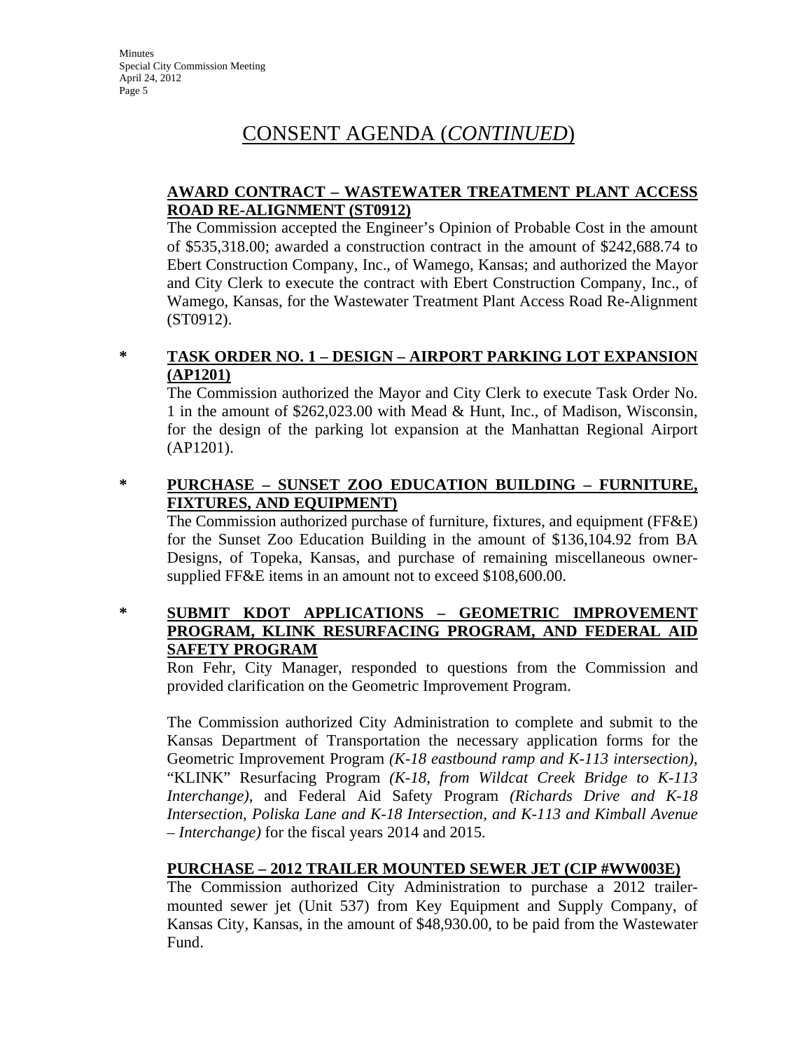# CONSENT AGENDA (*CONTINUED*)

**AWARD CONTRACT – WASTEWATER TREATMENT PLANT ACCESS ROAD RE-ALIGNMENT (ST0912)**

The Commission accepted the Engineer's Opinion of Probable Cost in the amount of $535,318.00; awarded a construction contract in the amount of $242,688.74 to Ebert Construction Company, Inc., of Wamego, Kansas; and authorized the Mayor and City Clerk to execute the contract with Ebert Construction Company, Inc., of Wamego, Kansas, for the Wastewater Treatment Plant Access Road Re-Alignment (ST0912).

\* **TASK ORDER NO. 1 – DESIGN – AIRPORT PARKING LOT EXPANSION (AP1201)**

The Commission authorized the Mayor and City Clerk to execute Task Order No. 1 in the amount of $262,023.00 with Mead & Hunt, Inc., of Madison, Wisconsin, for the design of the parking lot expansion at the Manhattan Regional Airport (AP1201).

\* **PURCHASE – SUNSET ZOO EDUCATION BUILDING – FURNITURE, FIXTURES, AND EQUIPMENT)**

The Commission authorized purchase of furniture, fixtures, and equipment (FF&E) for the Sunset Zoo Education Building in the amount of $136,104.92 from BA Designs, of Topeka, Kansas, and purchase of remaining miscellaneous owner-supplied FF&E items in an amount not to exceed $108,600.00.

\* **SUBMIT KDOT APPLICATIONS – GEOMETRIC IMPROVEMENT PROGRAM, KLINK RESURFACING PROGRAM, AND FEDERAL AID SAFETY PROGRAM**

Ron Fehr, City Manager, responded to questions from the Commission and provided clarification on the Geometric Improvement Program.

The Commission authorized City Administration to complete and submit to the Kansas Department of Transportation the necessary application forms for the Geometric Improvement Program *(K-18 eastbound ramp and K-113 intersection)*, "KLINK" Resurfacing Program *(K-18, from Wildcat Creek Bridge to K-113 Interchange)*, and Federal Aid Safety Program *(Richards Drive and K-18 Intersection, Poliska Lane and K-18 Intersection, and K-113 and Kimball Avenue – Interchange)* for the fiscal years 2014 and 2015.

**PURCHASE – 2012 TRAILER MOUNTED SEWER JET (CIP #WW003E)**

The Commission authorized City Administration to purchase a 2012 trailer-mounted sewer jet (Unit 537) from Key Equipment and Supply Company, of Kansas City, Kansas, in the amount of $48,930.00, to be paid from the Wastewater Fund.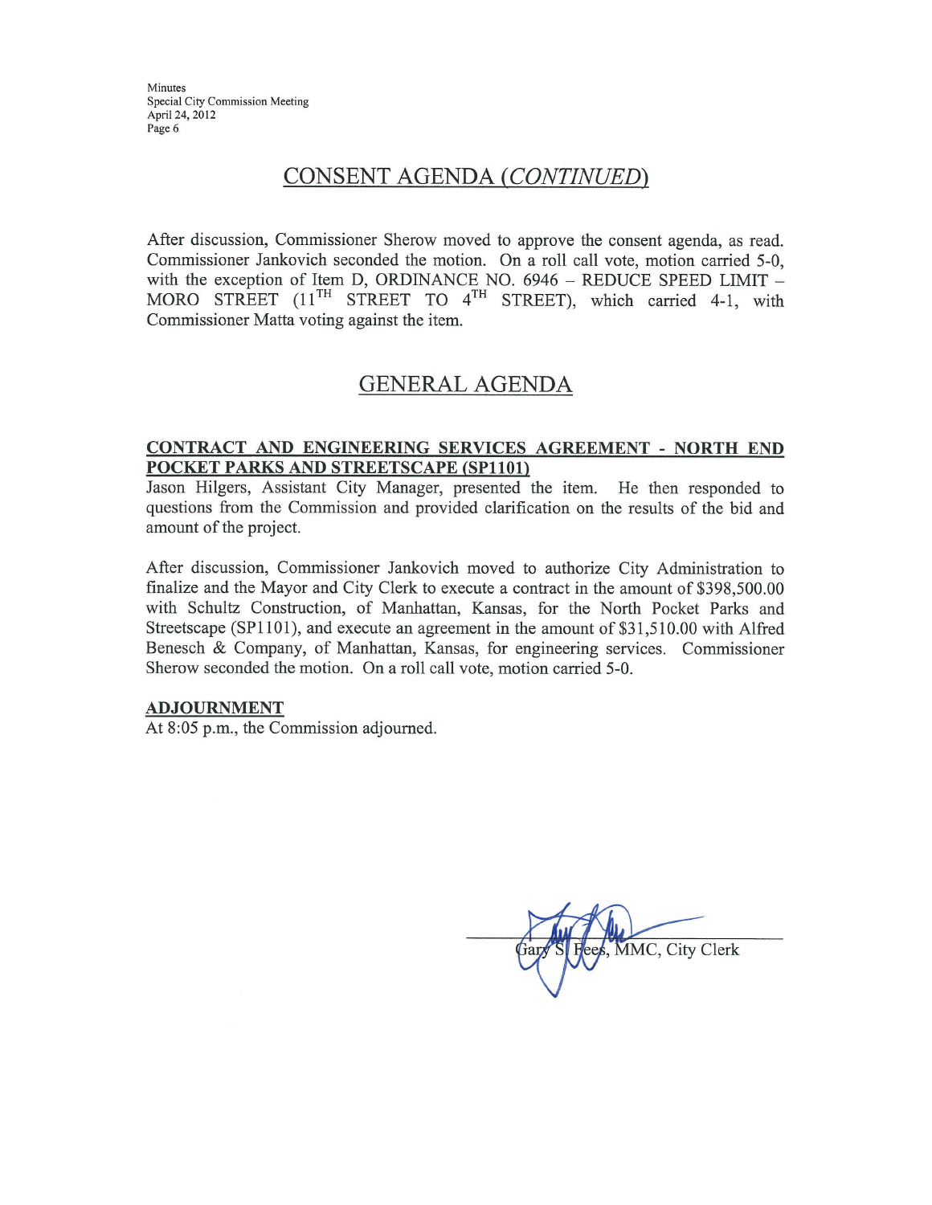## CONSENT AGENDA *(CONTINUED)*

After discussion, Commissioner Sherow moved to approve the consent agenda, as read. Commissioner Jankovich seconded the motion. On a roll call vote, motion carried 5-0, with the exception of Item D, ORDINANCE NO. 6946 – REDUCE SPEED LIMIT – MORO STREET ($11^{TH}$ STREET TO $4^{TH}$ STREET), which carried 4-1, with Commissioner Matta voting against the item.

## GENERAL AGENDA

**CONTRACT AND ENGINEERING SERVICES AGREEMENT - NORTH END POCKET PARKS AND STREETSCAPE (SP1101)**

Jason Hilgers, Assistant City Manager, presented the item. He then responded to questions from the Commission and provided clarification on the results of the bid and amount of the project.

After discussion, Commissioner Jankovich moved to authorize City Administration to finalize and the Mayor and City Clerk to execute a contract in the amount of $398,500.00 with Schultz Construction, of Manhattan, Kansas, for the North Pocket Parks and Streetscape (SP1101), and execute an agreement in the amount of $31,510.00 with Alfred Benesch & Company, of Manhattan, Kansas, for engineering services. Commissioner Sherow seconded the motion. On a roll call vote, motion carried 5-0.

**ADJOURNMENT**

At 8:05 p.m., the Commission adjourned.

Gary S. Fees, MMC, City Clerk